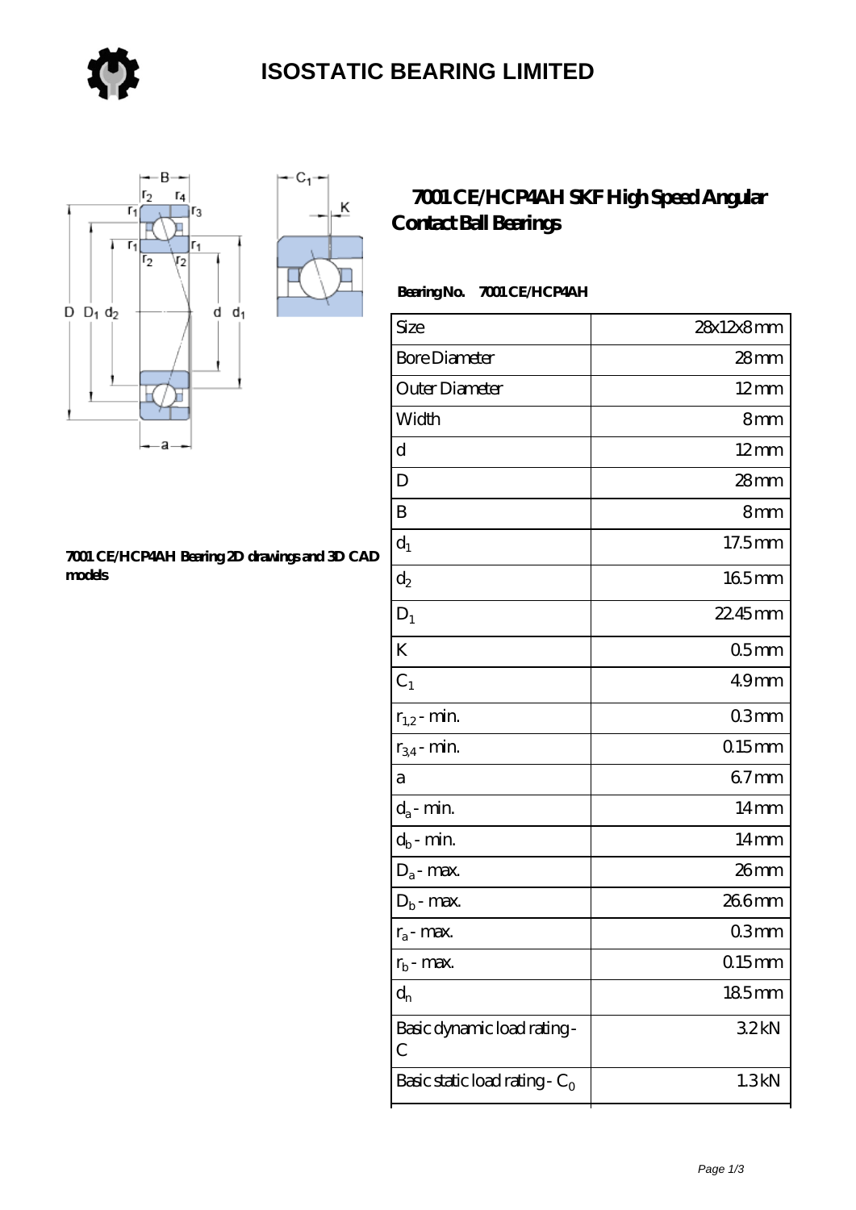# ISOSTATIC BEARING LIMITED

## 7001 CE/HCP4AH SKF High Speed Angular Contact Ball Bearings

**Bearing No. 7001 CE/HCP4AH**

| Size | 28x12x8 mm |
|---|---|
| Bore Diameter | 28 mm |
| Outer Diameter | 12 mm |
| Width | 8 mm |
| d | 12 mm |
| D | 28 mm |
| B | 8 mm |
| $d_1$ | 17.5 mm |
| $d_2$ | 16.5 mm |
| $D_1$ | 22.45 mm |
| K | 0.5 mm |
| $C_1$ | 4.9 mm |
| $r_{1,2}$ - min. | 0.3 mm |
| $r_{3,4}$ - min. | 0.15 mm |
| a | 6.7 mm |
| $d_a$ - min. | 14 mm |
| $d_b$ - min. | 14 mm |
| $D_a$ - max. | 26 mm |
| $D_b$ - max. | 26.6 mm |
| $r_a$ - max. | 0.3 mm |
| $r_b$ - max. | 0.15 mm |
| $d_n$ | 18.5 mm |
| Basic dynamic load rating - C | 3.2 kN |
| Basic static load rating - $C_0$ | 1.3 kN |

**7001 CE/HCP4AH Bearing 2D drawings and 3D CAD models**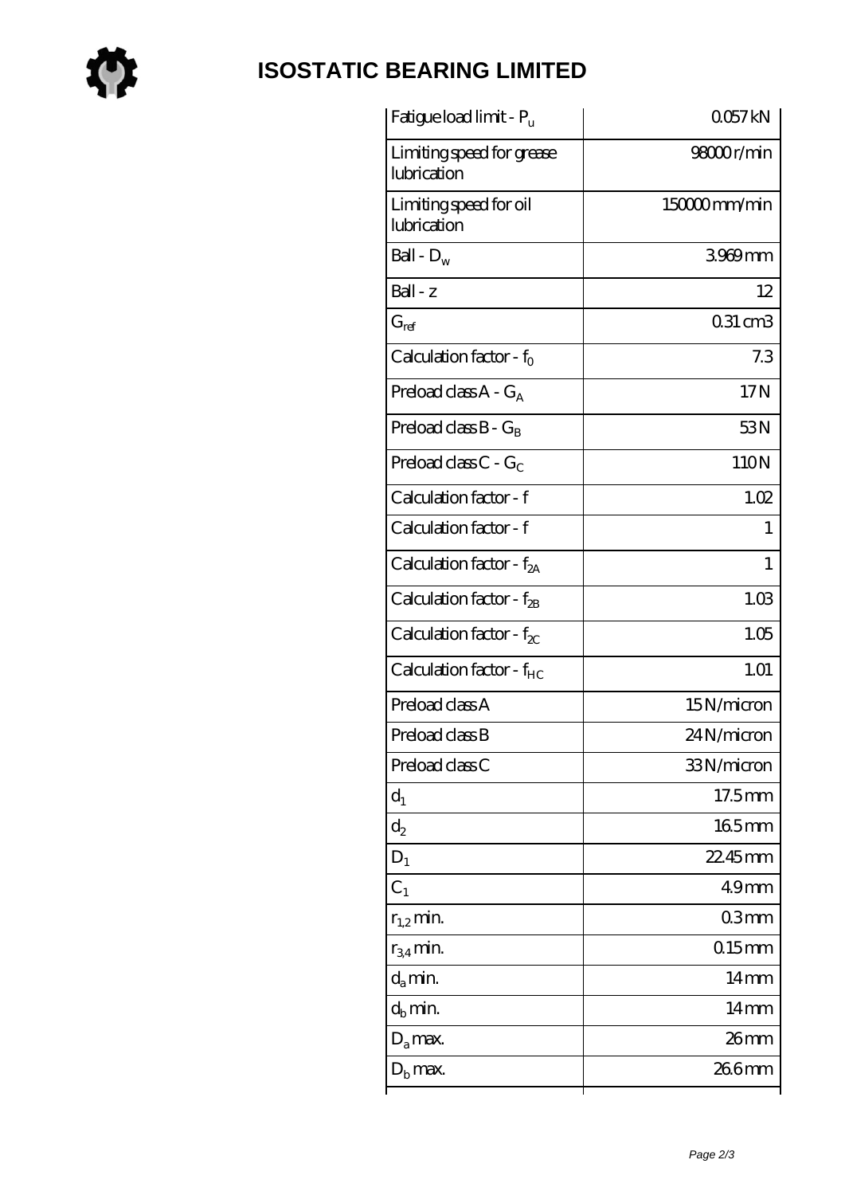# ISOSTATIC BEARING LIMITED

| | |
|---|---|
| Fatigue load limit - $P_u$ | 0.057 kN |
| Limiting speed for grease lubrication | 98000 r/min |
| Limiting speed for oil lubrication | 150000 mm/min |
| Ball - $D_w$ | 3.969 mm |
| Ball - z | 12 |
| $G_{ref}$ | 0.31 cm3 |
| Calculation factor - $f_0$ | 7.3 |
| Preload class A - $G_A$ | 17 N |
| Preload class B - $G_B$ | 53 N |
| Preload class C - $G_C$ | 110 N |
| Calculation factor - f | 1.02 |
| Calculation factor - f | 1 |
| Calculation factor - $f_{2A}$ | 1 |
| Calculation factor - $f_{2B}$ | 1.03 |
| Calculation factor - $f_{2C}$ | 1.05 |
| Calculation factor - $f_{HC}$ | 1.01 |
| Preload class A | 15 N/micron |
| Preload class B | 24 N/micron |
| Preload class C | 33 N/micron |
| $d_1$ | 17.5 mm |
| $d_2$ | 16.5 mm |
| $D_1$ | 22.45 mm |
| $C_1$ | 4.9 mm |
| $r_{1,2}$ min. | 0.3 mm |
| $r_{3,4}$ min. | 0.15 mm |
| $d_a$ min. | 14 mm |
| $d_b$ min. | 14 mm |
| $D_a$ max. | 26 mm |
| $D_b$ max. | 26.6 mm |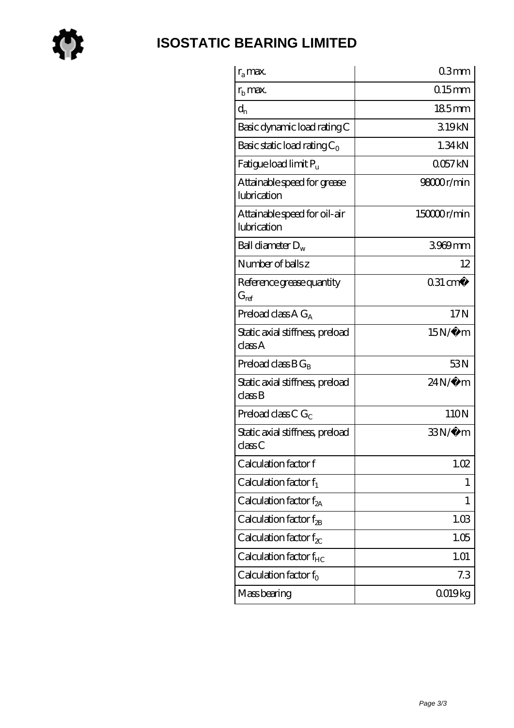| | |
|---|---|
| $r_a$ max. | 0.3 mm |
| $r_b$ max. | 0.15 mm |
| $d_n$ | 18.5 mm |
| Basic dynamic load rating C | 3.19 kN |
| Basic static load rating $C_0$ | 1.34 kN |
| Fatigue load limit $P_u$ | 0.057 kN |
| Attainable speed for grease lubrication | 98000 r/min |
| Attainable speed for oil-air lubrication | 150000 r/min |
| Ball diameter $D_w$ | 3.969 mm |
| Number of balls z | 12 |
| Reference grease quantity $G_{ref}$ | 0.31 cm� |
| Preload class A $G_A$ | 17 N |
| Static axial stiffness, preload class A | 15 N/�m |
| Preload class B $G_B$ | 53 N |
| Static axial stiffness, preload class B | 24 N/�m |
| Preload class C $G_C$ | 110 N |
| Static axial stiffness, preload class C | 33 N/�m |
| Calculation factor f | 1.02 |
| Calculation factor $f_1$ | 1 |
| Calculation factor $f_{2A}$ | 1 |
| Calculation factor $f_{2B}$ | 1.03 |
| Calculation factor $f_{2C}$ | 1.05 |
| Calculation factor $f_{HC}$ | 1.01 |
| Calculation factor $f_0$ | 7.3 |
| Mass bearing | 0.019 kg |